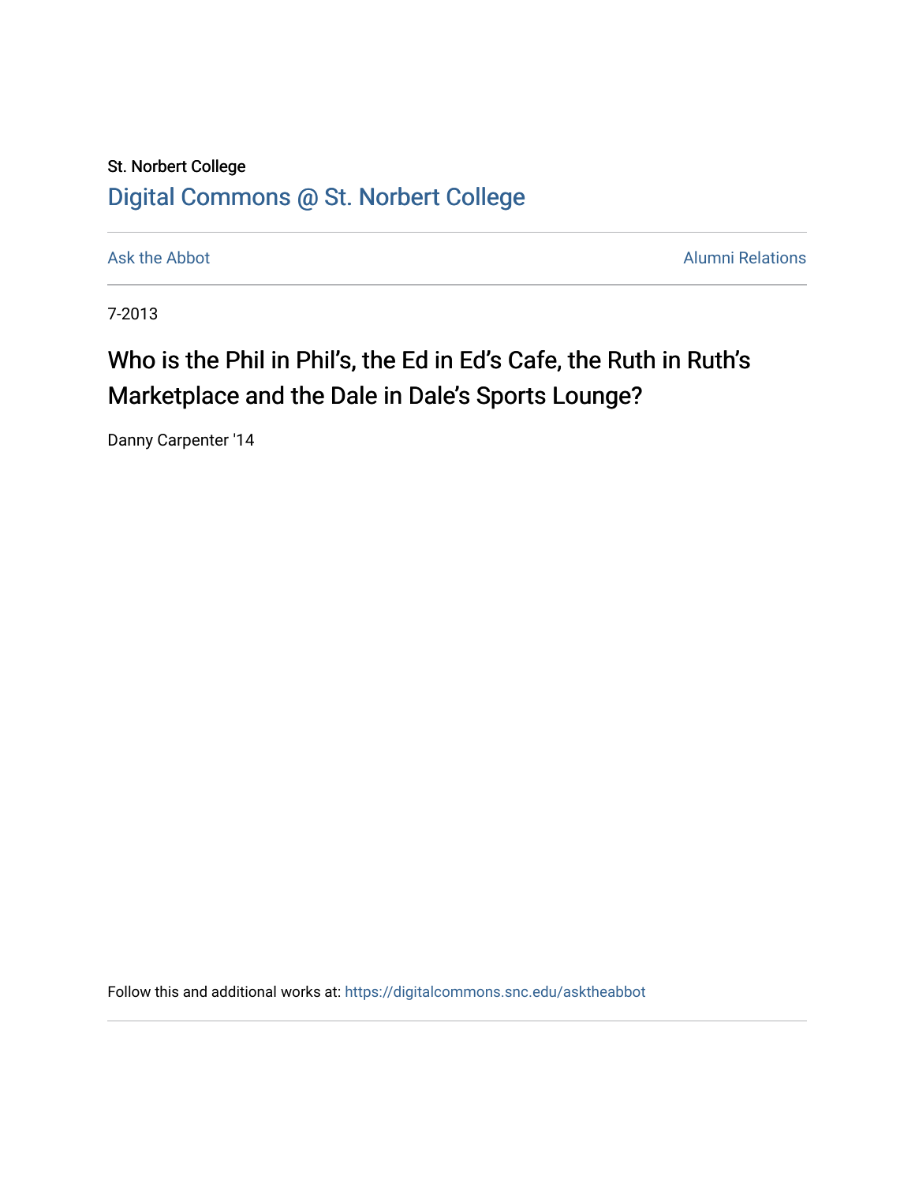St. Norbert College

[Digital Commons @ St. Norbert College](https://digitalcommons.snc.edu)

Ask the Abbot | Alumni Relations

7-2013

# Who is the Phil in Phil's, the Ed in Ed's Cafe, the Ruth in Ruth's Marketplace and the Dale in Dale's Sports Lounge?

Danny Carpenter '14

Follow this and additional works at: https://digitalcommons.snc.edu/asktheabbot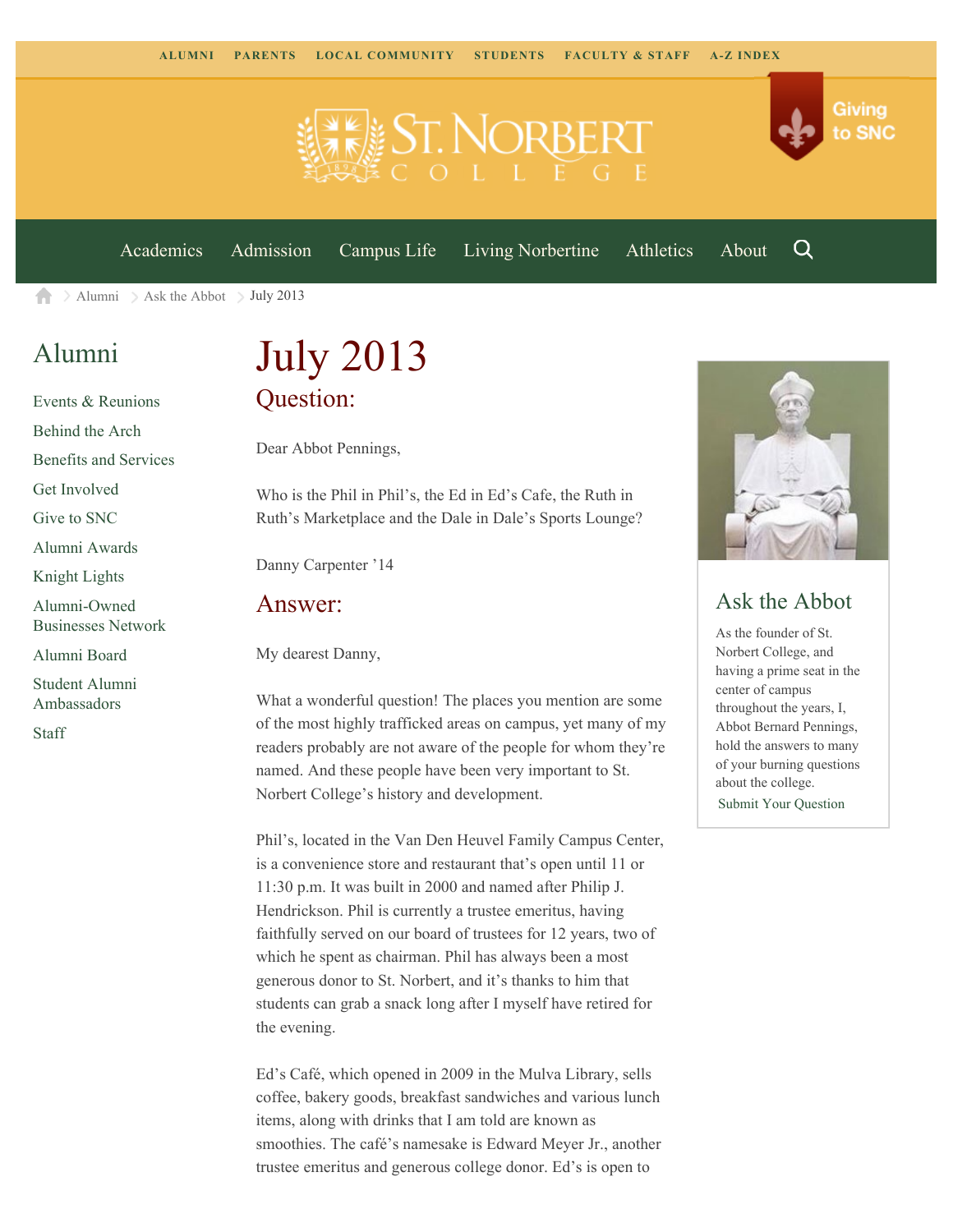ALUMNI PARENTS LOCAL COMMUNITY STUDENTS FACULTY & STAFF A-Z INDEX

Giving to SNC

Academics Admission Campus Life Living Norbertine Athletics About

Alumni > Ask the Abbot > July 2013

## Alumni

- Events & Reunions
- Behind the Arch
- Benefits and Services
- Get Involved
- Give to SNC
- Alumni Awards
- Knight Lights
- Alumni-Owned Businesses Network
- Alumni Board
- Student Alumni Ambassadors
- Staff

# July 2013

## Question:

Dear Abbot Pennings,

Who is the Phil in Phil's, the Ed in Ed's Cafe, the Ruth in Ruth's Marketplace and the Dale in Dale's Sports Lounge?

Danny Carpenter '14

## Answer:

My dearest Danny,

What a wonderful question! The places you mention are some of the most highly trafficked areas on campus, yet many of my readers probably are not aware of the people for whom they're named. And these people have been very important to St. Norbert College's history and development.

Phil's, located in the Van Den Heuvel Family Campus Center, is a convenience store and restaurant that's open until 11 or 11:30 p.m. It was built in 2000 and named after Philip J. Hendrickson. Phil is currently a trustee emeritus, having faithfully served on our board of trustees for 12 years, two of which he spent as chairman. Phil has always been a most generous donor to St. Norbert, and it's thanks to him that students can grab a snack long after I myself have retired for the evening.

Ed's Café, which opened in 2009 in the Mulva Library, sells coffee, bakery goods, breakfast sandwiches and various lunch items, along with drinks that I am told are known as smoothies. The café's namesake is Edward Meyer Jr., another trustee emeritus and generous college donor. Ed's is open to

## Ask the Abbot

As the founder of St. Norbert College, and having a prime seat in the center of campus throughout the years, I, Abbot Bernard Pennings, hold the answers to many of your burning questions about the college.

Submit Your Question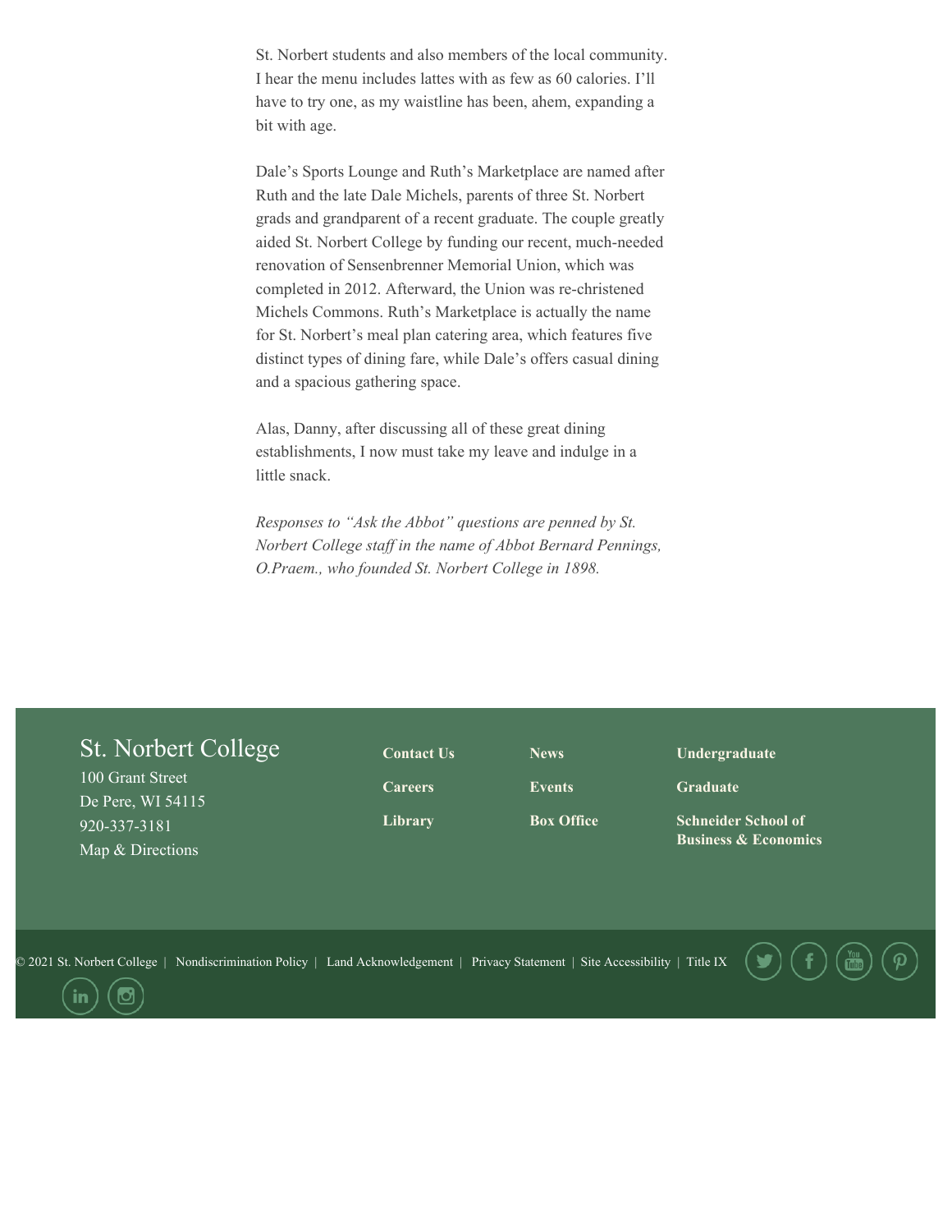St. Norbert students and also members of the local community. I hear the menu includes lattes with as few as 60 calories. I'll have to try one, as my waistline has been, ahem, expanding a bit with age.

Dale's Sports Lounge and Ruth's Marketplace are named after Ruth and the late Dale Michels, parents of three St. Norbert grads and grandparent of a recent graduate. The couple greatly aided St. Norbert College by funding our recent, much-needed renovation of Sensenbrenner Memorial Union, which was completed in 2012. Afterward, the Union was re-christened Michels Commons. Ruth's Marketplace is actually the name for St. Norbert's meal plan catering area, which features five distinct types of dining fare, while Dale's offers casual dining and a spacious gathering space.

Alas, Danny, after discussing all of these great dining establishments, I now must take my leave and indulge in a little snack.

*Responses to "Ask the Abbot" questions are penned by St. Norbert College staff in the name of Abbot Bernard Pennings, O.Praem., who founded St. Norbert College in 1898.*

St. Norbert College

100 Grant Street
De Pere, WI 54115
920-337-3181
Map & Directions

**Contact Us**

**Careers**

**Library**

**News**

**Events**

**Box Office**

**Undergraduate**

**Graduate**

**Schneider School of Business & Economics**

© 2021 St. Norbert College | Nondiscrimination Policy | Land Acknowledgement | Privacy Statement | Site Accessibility | Title IX